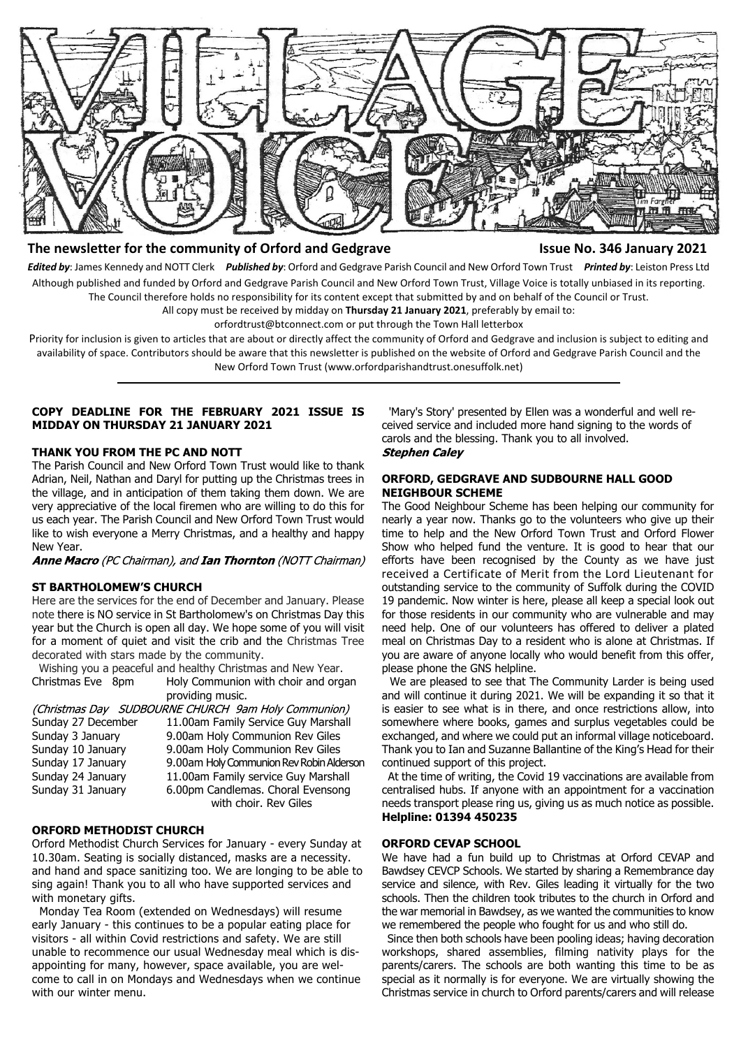# VILLAGE VOICE

**The newsletter for the community of Orford and Gedgrave** **Issue No. 346 January 2021**

***Edited by***: James Kennedy and NOTT Clerk ***Published by***: Orford and Gedgrave Parish Council and New Orford Town Trust ***Printed by***: Leiston Press Ltd

Although published and funded by Orford and Gedgrave Parish Council and New Orford Town Trust, Village Voice is totally unbiased in its reporting. The Council therefore holds no responsibility for its content except that submitted by and on behalf of the Council or Trust.

All copy must be received by midday on **Thursday 21 January 2021**, preferably by email to: orfordtrust@btconnect.com or put through the Town Hall letterbox

Priority for inclusion is given to articles that are about or directly affect the community of Orford and Gedgrave and inclusion is subject to editing and availability of space. Contributors should be aware that this newsletter is published on the website of Orford and Gedgrave Parish Council and the New Orford Town Trust (www.orfordparishandtrust.onesuffolk.net)

---

**COPY DEADLINE FOR THE FEBRUARY 2021 ISSUE IS MIDDAY ON THURSDAY 21 JANUARY 2021**

## THANK YOU FROM THE PC AND NOTT

The Parish Council and New Orford Town Trust would like to thank Adrian, Neil, Nathan and Daryl for putting up the Christmas trees in the village, and in anticipation of them taking them down. We are very appreciative of the local firemen who are willing to do this for us each year. The Parish Council and New Orford Town Trust would like to wish everyone a Merry Christmas, and a healthy and happy New Year.

***Anne Macro*** *(PC Chairman), and* ***Ian Thornton*** *(NOTT Chairman)*

## ST BARTHOLOMEW'S CHURCH

Here are the services for the end of December and January. Please note there is NO service in St Bartholomew's on Christmas Day this year but the Church is open all day. We hope some of you will visit for a moment of quiet and visit the crib and the Christmas Tree decorated with stars made by the community.

Wishing you a peaceful and healthy Christmas and New Year.

| | |
|---|---|
| Christmas Eve 8pm | Holy Communion with choir and organ providing music. |
| *(Christmas Day* | *SUDBOURNE CHURCH 9am Holy Communion)* |
| Sunday 27 December | 11.00am Family Service Guy Marshall |
| Sunday 3 January | 9.00am Holy Communion Rev Giles |
| Sunday 10 January | 9.00am Holy Communion Rev Giles |
| Sunday 17 January | 9.00am Holy Communion Rev Robin Alderson |
| Sunday 24 January | 11.00am Family service Guy Marshall |
| Sunday 31 January | 6.00pm Candlemas. Choral Evensong with choir. Rev Giles |

## ORFORD METHODIST CHURCH

Orford Methodist Church Services for January - every Sunday at 10.30am. Seating is socially distanced, masks are a necessity. and hand and space sanitizing too. We are longing to be able to sing again! Thank you to all who have supported services and with monetary gifts.

Monday Tea Room (extended on Wednesdays) will resume early January - this continues to be a popular eating place for visitors - all within Covid restrictions and safety. We are still unable to recommence our usual Wednesday meal which is disappointing for many, however, space available, you are welcome to call in on Mondays and Wednesdays when we continue with our winter menu.

'Mary's Story' presented by Ellen was a wonderful and well received service and included more hand signing to the words of carols and the blessing. Thank you to all involved.

***Stephen Caley***

## ORFORD, GEDGRAVE AND SUDBOURNE HALL GOOD NEIGHBOUR SCHEME

The Good Neighbour Scheme has been helping our community for nearly a year now. Thanks go to the volunteers who give up their time to help and the New Orford Town Trust and Orford Flower Show who helped fund the venture. It is good to hear that our efforts have been recognised by the County as we have just received a Certificate of Merit from the Lord Lieutenant for outstanding service to the community of Suffolk during the COVID 19 pandemic. Now winter is here, please all keep a special look out for those residents in our community who are vulnerable and may need help. One of our volunteers has offered to deliver a plated meal on Christmas Day to a resident who is alone at Christmas. If you are aware of anyone locally who would benefit from this offer, please phone the GNS helpline.

We are pleased to see that The Community Larder is being used and will continue it during 2021. We will be expanding it so that it is easier to see what is in there, and once restrictions allow, into somewhere where books, games and surplus vegetables could be exchanged, and where we could put an informal village noticeboard. Thank you to Ian and Suzanne Ballantine of the King's Head for their continued support of this project.

At the time of writing, the Covid 19 vaccinations are available from centralised hubs. If anyone with an appointment for a vaccination needs transport please ring us, giving us as much notice as possible.

**Helpline: 01394 450235**

## ORFORD CEVAP SCHOOL

We have had a fun build up to Christmas at Orford CEVAP and Bawdsey CEVCP Schools. We started by sharing a Remembrance day service and silence, with Rev. Giles leading it virtually for the two schools. Then the children took tributes to the church in Orford and the war memorial in Bawdsey, as we wanted the communities to know we remembered the people who fought for us and who still do.

Since then both schools have been pooling ideas; having decoration workshops, shared assemblies, filming nativity plays for the parents/carers. The schools are both wanting this time to be as special as it normally is for everyone. We are virtually showing the Christmas service in church to Orford parents/carers and will release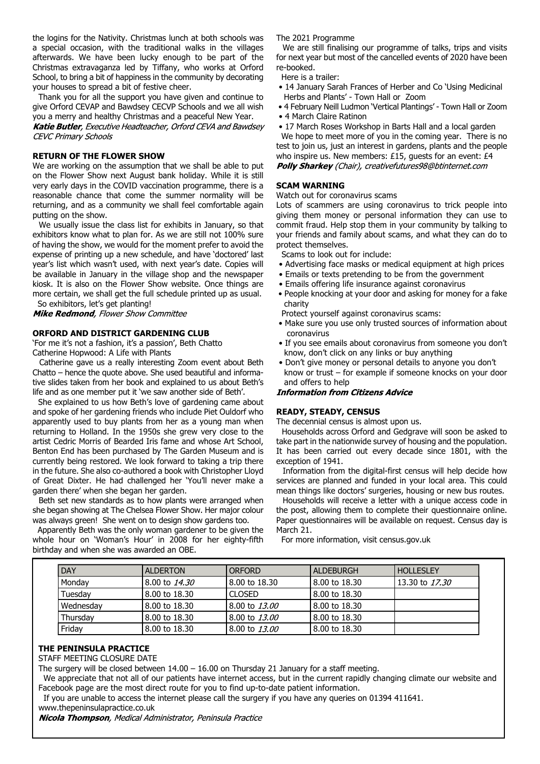the logins for the Nativity. Christmas lunch at both schools was a special occasion, with the traditional walks in the villages afterwards. We have been lucky enough to be part of the Christmas extravaganza led by Tiffany, who works at Orford School, to bring a bit of happiness in the community by decorating your houses to spread a bit of festive cheer.

Thank you for all the support you have given and continue to give Orford CEVAP and Bawdsey CECVP Schools and we all wish you a merry and healthy Christmas and a peaceful New Year.

***Katie Butler**, Executive Headteacher, Orford CEVA and Bawdsey CEVC Primary Schools*

**RETURN OF THE FLOWER SHOW**

We are working on the assumption that we shall be able to put on the Flower Show next August bank holiday. While it is still very early days in the COVID vaccination programme, there is a reasonable chance that come the summer normality will be returning, and as a community we shall feel comfortable again putting on the show.

We usually issue the class list for exhibits in January, so that exhibitors know what to plan for. As we are still not 100% sure of having the show, we would for the moment prefer to avoid the expense of printing up a new schedule, and have 'doctored' last year's list which wasn't used, with next year's date. Copies will be available in January in the village shop and the newspaper kiosk. It is also on the Flower Show website. Once things are more certain, we shall get the full schedule printed up as usual.

So exhibitors, let's get planting!

***Mike Redmond**, Flower Show Committee*

**ORFORD AND DISTRICT GARDENING CLUB**

'For me it's not a fashion, it's a passion', Beth Chatto

Catherine Hopwood: A Life with Plants

Catherine gave us a really interesting Zoom event about Beth Chatto – hence the quote above. She used beautiful and informative slides taken from her book and explained to us about Beth's life and as one member put it 'we saw another side of Beth'.

She explained to us how Beth's love of gardening came about and spoke of her gardening friends who include Piet Ouldorf who apparently used to buy plants from her as a young man when returning to Holland. In the 1950s she grew very close to the artist Cedric Morris of Bearded Iris fame and whose Art School, Benton End has been purchased by The Garden Museum and is currently being restored. We look forward to taking a trip there in the future. She also co-authored a book with Christopher Lloyd of Great Dixter. He had challenged her 'You'll never make a garden there' when she began her garden.

Beth set new standards as to how plants were arranged when she began showing at The Chelsea Flower Show. Her major colour was always green! She went on to design show gardens too.

Apparently Beth was the only woman gardener to be given the whole hour on 'Woman's Hour' in 2008 for her eighty-fifth birthday and when she was awarded an OBE.

The 2021 Programme

We are still finalising our programme of talks, trips and visits for next year but most of the cancelled events of 2020 have been re-booked.

Here is a trailer:

- 14 January Sarah Frances of Herber and Co 'Using Medicinal Herbs and Plants' - Town Hall or Zoom
- 4 February Neill Ludmon 'Vertical Plantings' - Town Hall or Zoom
- 4 March Claire Ratinon
- 17 March Roses Workshop in Barts Hall and a local garden

We hope to meet more of you in the coming year. There is no test to join us, just an interest in gardens, plants and the people who inspire us. New members: £15, guests for an event: £4

***Polly Sharkey** (Chair), creativefutures98@btinternet.com*

**SCAM WARNING**

Watch out for coronavirus scams

Lots of scammers are using coronavirus to trick people into giving them money or personal information they can use to commit fraud. Help stop them in your community by talking to your friends and family about scams, and what they can do to protect themselves.

Scams to look out for include:

- Advertising face masks or medical equipment at high prices
- Emails or texts pretending to be from the government
- Emails offering life insurance against coronavirus
- People knocking at your door and asking for money for a fake charity

Protect yourself against coronavirus scams:

- Make sure you use only trusted sources of information about coronavirus
- If you see emails about coronavirus from someone you don't know, don't click on any links or buy anything
- Don't give money or personal details to anyone you don't know or trust – for example if someone knocks on your door and offers to help

***Information from Citizens Advice***

**READY, STEADY, CENSUS**

The decennial census is almost upon us.

Households across Orford and Gedgrave will soon be asked to take part in the nationwide survey of housing and the population. It has been carried out every decade since 1801, with the exception of 1941.

Information from the digital-first census will help decide how services are planned and funded in your local area. This could mean things like doctors' surgeries, housing or new bus routes.

Households will receive a letter with a unique access code in the post, allowing them to complete their questionnaire online. Paper questionnaires will be available on request. Census day is March 21.

For more information, visit census.gov.uk

| DAY | ALDERTON | ORFORD | ALDEBURGH | HOLLESLEY |
|---|---|---|---|---|
| Monday | 8.00 to *14.30* | 8.00 to 18.30 | 8.00 to 18.30 | 13.30 to *17.30* |
| Tuesday | 8.00 to 18.30 | CLOSED | 8.00 to 18.30 | |
| Wednesday | 8.00 to 18.30 | 8.00 to *13.00* | 8.00 to 18.30 | |
| Thursday | 8.00 to 18.30 | 8.00 to *13.00* | 8.00 to 18.30 | |
| Friday | 8.00 to 18.30 | 8.00 to *13.00* | 8.00 to 18.30 | |

**THE PENINSULA PRACTICE**

STAFF MEETING CLOSURE DATE

The surgery will be closed between 14.00 – 16.00 on Thursday 21 January for a staff meeting.

We appreciate that not all of our patients have internet access, but in the current rapidly changing climate our website and Facebook page are the most direct route for you to find up-to-date patient information.

If you are unable to access the internet please call the surgery if you have any queries on 01394 411641.

www.thepeninsulapractice.co.uk

***Nicola Thompson**, Medical Administrator, Peninsula Practice*